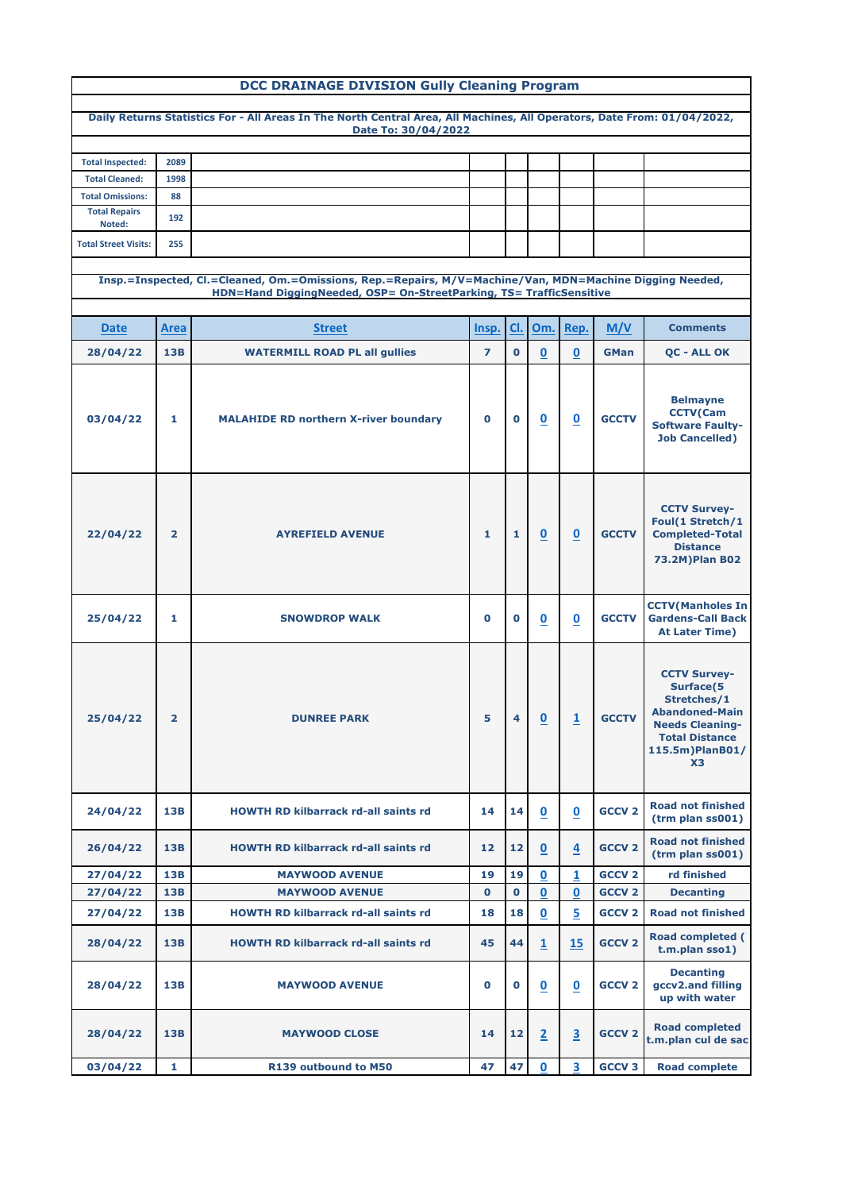# DCC DRAINAGE DIVISION Gully Cleaning Program

**Daily Returns Statistics For - All Areas In The North Central Area, All Machines, All Operators, Date From: 01/04/2022, Date To: 30/04/2022**

| | |
|---|---|
| Total Inspected: | 2089 |
| Total Cleaned: | 1998 |
| Total Omissions: | 88 |
| Total Repairs Noted: | 192 |
| Total Street Visits: | 255 |

**Insp.=Inspected, Cl.=Cleaned, Om.=Omissions, Rep.=Repairs, M/V=Machine/Van, MDN=Machine Digging Needed, HDN=Hand DiggingNeeded, OSP= On-StreetParking, TS= TrafficSensitive**

| Date | Area | Street | Insp. | Cl. | Om. | Rep. | M/V | Comments |
|---|---|---|---|---|---|---|---|---|
| 28/04/22 | 13B | WATERMILL ROAD PL all gullies | 7 | 0 | 0 | 0 | GMan | QC - ALL OK |
| 03/04/22 | 1 | MALAHIDE RD northern X-river boundary | 0 | 0 | 0 | 0 | GCCTV | Belmayne CCTV(Cam Software Faulty-Job Cancelled) |
| 22/04/22 | 2 | AYREFIELD AVENUE | 1 | 1 | 0 | 0 | GCCTV | CCTV Survey-Foul(1 Stretch/1 Completed-Total Distance 73.2M)Plan B02 |
| 25/04/22 | 1 | SNOWDROP WALK | 0 | 0 | 0 | 0 | GCCTV | CCTV(Manholes In Gardens-Call Back At Later Time) |
| 25/04/22 | 2 | DUNREE PARK | 5 | 4 | 0 | 1 | GCCTV | CCTV Survey-Surface(5 Stretches/1 Abandoned-Main Needs Cleaning-Total Distance 115.5m)PlanB01/X3 |
| 24/04/22 | 13B | HOWTH RD kilbarrack rd-all saints rd | 14 | 14 | 0 | 0 | GCCV 2 | Road not finished (trm plan ss001) |
| 26/04/22 | 13B | HOWTH RD kilbarrack rd-all saints rd | 12 | 12 | 0 | 4 | GCCV 2 | Road not finished (trm plan ss001) |
| 27/04/22 | 13B | MAYWOOD AVENUE | 19 | 19 | 0 | 1 | GCCV 2 | rd finished |
| 27/04/22 | 13B | MAYWOOD AVENUE | 0 | 0 | 0 | 0 | GCCV 2 | Decanting |
| 27/04/22 | 13B | HOWTH RD kilbarrack rd-all saints rd | 18 | 18 | 0 | 5 | GCCV 2 | Road not finished |
| 28/04/22 | 13B | HOWTH RD kilbarrack rd-all saints rd | 45 | 44 | 1 | 15 | GCCV 2 | Road completed ( t.m.plan sso1) |
| 28/04/22 | 13B | MAYWOOD AVENUE | 0 | 0 | 0 | 0 | GCCV 2 | Decanting gccv2.and filling up with water |
| 28/04/22 | 13B | MAYWOOD CLOSE | 14 | 12 | 2 | 3 | GCCV 2 | Road completed t.m.plan cul de sac |
| 03/04/22 | 1 | R139 outbound to M50 | 47 | 47 | 0 | 3 | GCCV 3 | Road complete |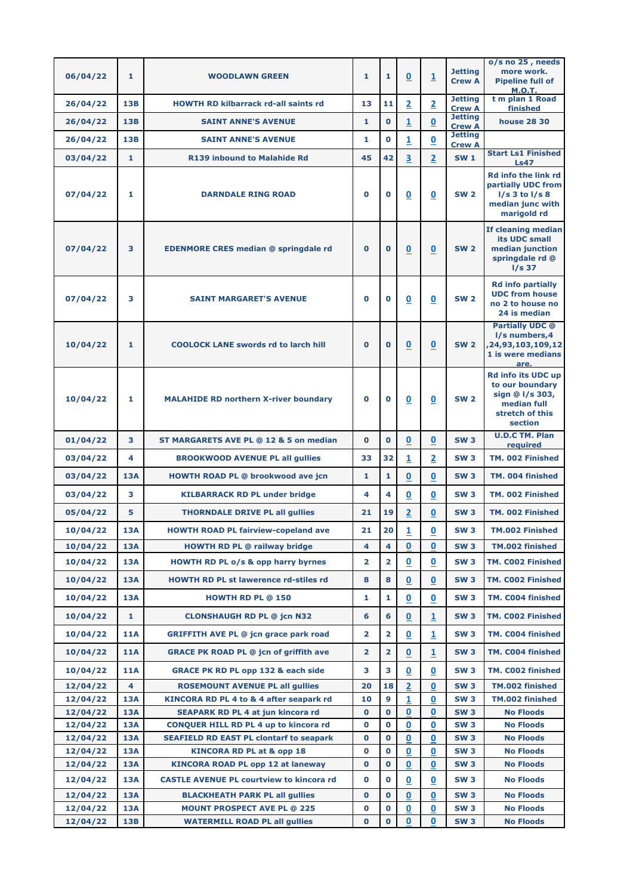| | | | | | | | | |
|---|---|---|---|---|---|---|---|---|
| 06/04/22 | 1 | WOODLAWN GREEN | 1 | 1 | 0 | 1 | Jetting Crew A | o/s no 25 , needs more work. Pipeline full of M.O.T. |
| 26/04/22 | 13B | HOWTH RD kilbarrack rd-all saints rd | 13 | 11 | 2 | 2 | Jetting Crew A | t m plan 1 Road finished |
| 26/04/22 | 13B | SAINT ANNE'S AVENUE | 1 | 0 | 1 | 0 | Jetting Crew A | house 28 30 |
| 26/04/22 | 13B | SAINT ANNE'S AVENUE | 1 | 0 | 1 | 0 | Jetting Crew A | |
| 03/04/22 | 1 | R139 inbound to Malahide Rd | 45 | 42 | 3 | 2 | SW 1 | Start Ls1 Finished Ls47 |
| 07/04/22 | 1 | DARNDALE RING ROAD | 0 | 0 | 0 | 0 | SW 2 | Rd info the link rd partially UDC from l/s 3 to l/s 8 median junc with marigold rd |
| 07/04/22 | 3 | EDENMORE CRES median @ springdale rd | 0 | 0 | 0 | 0 | SW 2 | If cleaning median its UDC small median junction springdale rd @ l/s 37 |
| 07/04/22 | 3 | SAINT MARGARET'S AVENUE | 0 | 0 | 0 | 0 | SW 2 | Rd info partially UDC from house no 2 to house no 24 is median |
| 10/04/22 | 1 | COOLOCK LANE swords rd to larch hill | 0 | 0 | 0 | 0 | SW 2 | Partially UDC @ l/s numbers,4 ,24,93,103,109,12 1 is were medians are. |
| 10/04/22 | 1 | MALAHIDE RD northern X-river boundary | 0 | 0 | 0 | 0 | SW 2 | Rd info its UDC up to our boundary sign @ l/s 303, median full stretch of this section |
| 01/04/22 | 3 | ST MARGARETS AVE PL @ 12 & 5 on median | 0 | 0 | 0 | 0 | SW 3 | U.D.C TM. Plan required |
| 03/04/22 | 4 | BROOKWOOD AVENUE PL all gullies | 33 | 32 | 1 | 2 | SW 3 | TM. 002 Finished |
| 03/04/22 | 13A | HOWTH ROAD PL @ brookwood ave jcn | 1 | 1 | 0 | 0 | SW 3 | TM. 004 finished |
| 03/04/22 | 3 | KILBARRACK RD PL under bridge | 4 | 4 | 0 | 0 | SW 3 | TM. 002 Finished |
| 05/04/22 | 5 | THORNDALE DRIVE PL all gullies | 21 | 19 | 2 | 0 | SW 3 | TM. 002 Finished |
| 10/04/22 | 13A | HOWTH ROAD PL fairview-copeland ave | 21 | 20 | 1 | 0 | SW 3 | TM.002 Finished |
| 10/04/22 | 13A | HOWTH RD PL @ railway bridge | 4 | 4 | 0 | 0 | SW 3 | TM.002 finished |
| 10/04/22 | 13A | HOWTH RD PL o/s & opp harry byrnes | 2 | 2 | 0 | 0 | SW 3 | TM. C002 Finished |
| 10/04/22 | 13A | HOWTH RD PL st lawerence rd-stiles rd | 8 | 8 | 0 | 0 | SW 3 | TM. C002 Finished |
| 10/04/22 | 13A | HOWTH RD PL @ 150 | 1 | 1 | 0 | 0 | SW 3 | TM. C004 finished |
| 10/04/22 | 1 | CLONSHAUGH RD PL @ jcn N32 | 6 | 6 | 0 | 1 | SW 3 | TM. C002 Finished |
| 10/04/22 | 11A | GRIFFITH AVE PL @ jcn grace park road | 2 | 2 | 0 | 1 | SW 3 | TM. C004 finished |
| 10/04/22 | 11A | GRACE PK ROAD PL @ jcn of griffith ave | 2 | 2 | 0 | 1 | SW 3 | TM. C004 finished |
| 10/04/22 | 11A | GRACE PK RD PL opp 132 & each side | 3 | 3 | 0 | 0 | SW 3 | TM. C002 finished |
| 12/04/22 | 4 | ROSEMOUNT AVENUE PL all gullies | 20 | 18 | 2 | 0 | SW 3 | TM.002 finished |
| 12/04/22 | 13A | KINCORA RD PL 4 to & 4 after seapark rd | 10 | 9 | 1 | 0 | SW 3 | TM.002 finished |
| 12/04/22 | 13A | SEAPARK RD PL 4 at jun kincora rd | 0 | 0 | 0 | 0 | SW 3 | No Floods |
| 12/04/22 | 13A | CONQUER HILL RD PL 4 up to kincora rd | 0 | 0 | 0 | 0 | SW 3 | No Floods |
| 12/04/22 | 13A | SEAFIELD RD EAST PL clontarf to seapark | 0 | 0 | 0 | 0 | SW 3 | No Floods |
| 12/04/22 | 13A | KINCORA RD PL at & opp 18 | 0 | 0 | 0 | 0 | SW 3 | No Floods |
| 12/04/22 | 13A | KINCORA ROAD PL opp 12 at laneway | 0 | 0 | 0 | 0 | SW 3 | No Floods |
| 12/04/22 | 13A | CASTLE AVENUE PL courtview to kincora rd | 0 | 0 | 0 | 0 | SW 3 | No Floods |
| 12/04/22 | 13A | BLACKHEATH PARK PL all gullies | 0 | 0 | 0 | 0 | SW 3 | No Floods |
| 12/04/22 | 13A | MOUNT PROSPECT AVE PL @ 225 | 0 | 0 | 0 | 0 | SW 3 | No Floods |
| 12/04/22 | 13B | WATERMILL ROAD PL all gullies | 0 | 0 | 0 | 0 | SW 3 | No Floods |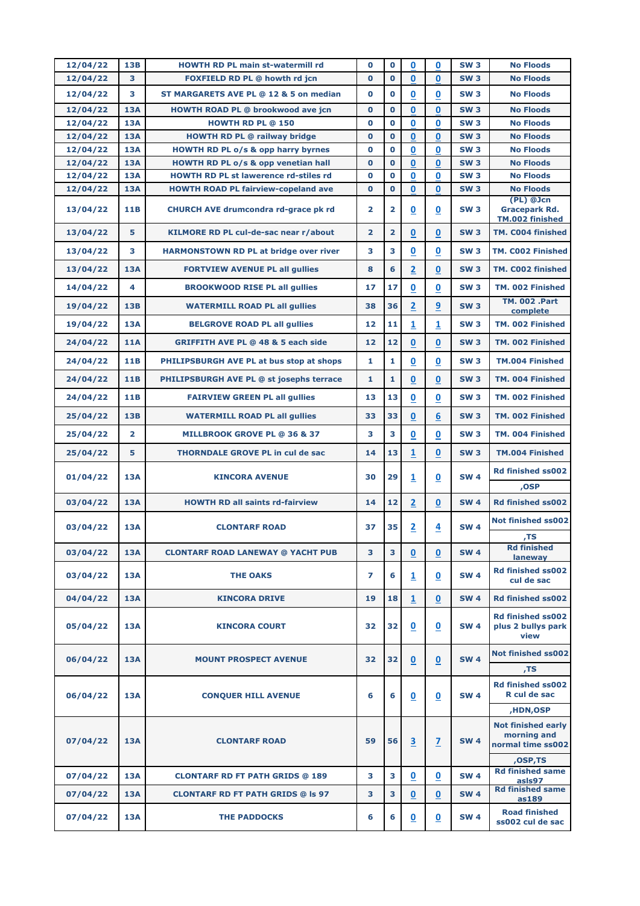| | | | | | | | | |
|---|---|---|---|---|---|---|---|---|
| 12/04/22 | 13B | HOWTH RD PL main st-watermill rd | 0 | 0 | 0 | 0 | SW 3 | No Floods |
| 12/04/22 | 3 | FOXFIELD RD PL @ howth rd jcn | 0 | 0 | 0 | 0 | SW 3 | No Floods |
| 12/04/22 | 3 | ST MARGARETS AVE PL @ 12 & 5 on median | 0 | 0 | 0 | 0 | SW 3 | No Floods |
| 12/04/22 | 13A | HOWTH ROAD PL @ brookwood ave jcn | 0 | 0 | 0 | 0 | SW 3 | No Floods |
| 12/04/22 | 13A | HOWTH RD PL @ 150 | 0 | 0 | 0 | 0 | SW 3 | No Floods |
| 12/04/22 | 13A | HOWTH RD PL @ railway bridge | 0 | 0 | 0 | 0 | SW 3 | No Floods |
| 12/04/22 | 13A | HOWTH RD PL o/s & opp harry byrnes | 0 | 0 | 0 | 0 | SW 3 | No Floods |
| 12/04/22 | 13A | HOWTH RD PL o/s & opp venetian hall | 0 | 0 | 0 | 0 | SW 3 | No Floods |
| 12/04/22 | 13A | HOWTH RD PL st lawerence rd-stiles rd | 0 | 0 | 0 | 0 | SW 3 | No Floods |
| 12/04/22 | 13A | HOWTH ROAD PL fairview-copeland ave | 0 | 0 | 0 | 0 | SW 3 | No Floods |
| 13/04/22 | 11B | CHURCH AVE drumcondra rd-grace pk rd | 2 | 2 | 0 | 0 | SW 3 | (PL) @Jcn Gracepark Rd. TM.002 finished |
| 13/04/22 | 5 | KILMORE RD PL cul-de-sac near r/about | 2 | 2 | 0 | 0 | SW 3 | TM. C004 finished |
| 13/04/22 | 3 | HARMONSTOWN RD PL at bridge over river | 3 | 3 | 0 | 0 | SW 3 | TM. C002 Finished |
| 13/04/22 | 13A | FORTVIEW AVENUE PL all gullies | 8 | 6 | 2 | 0 | SW 3 | TM. C002 finished |
| 14/04/22 | 4 | BROOKWOOD RISE PL all gullies | 17 | 17 | 0 | 0 | SW 3 | TM. 002 Finished |
| 19/04/22 | 13B | WATERMILL ROAD PL all gullies | 38 | 36 | 2 | 9 | SW 3 | TM. 002 .Part complete |
| 19/04/22 | 13A | BELGROVE ROAD PL all gullies | 12 | 11 | 1 | 1 | SW 3 | TM. 002 Finished |
| 24/04/22 | 11A | GRIFFITH AVE PL @ 48 & 5 each side | 12 | 12 | 0 | 0 | SW 3 | TM. 002 Finished |
| 24/04/22 | 11B | PHILIPSBURGH AVE PL at bus stop at shops | 1 | 1 | 0 | 0 | SW 3 | TM.004 Finished |
| 24/04/22 | 11B | PHILIPSBURGH AVE PL @ st josephs terrace | 1 | 1 | 0 | 0 | SW 3 | TM. 004 Finished |
| 24/04/22 | 11B | FAIRVIEW GREEN PL all gullies | 13 | 13 | 0 | 0 | SW 3 | TM. 002 Finished |
| 25/04/22 | 13B | WATERMILL ROAD PL all gullies | 33 | 33 | 0 | 6 | SW 3 | TM. 002 Finished |
| 25/04/22 | 2 | MILLBROOK GROVE PL @ 36 & 37 | 3 | 3 | 0 | 0 | SW 3 | TM. 004 Finished |
| 25/04/22 | 5 | THORNDALE GROVE PL in cul de sac | 14 | 13 | 1 | 0 | SW 3 | TM.004 Finished |
| 01/04/22 | 13A | KINCORA AVENUE | 30 | 29 | 1 | 0 | SW 4 | Rd finished ss002 ,OSP |
| 03/04/22 | 13A | HOWTH RD all saints rd-fairview | 14 | 12 | 2 | 0 | SW 4 | Rd finished ss002 |
| 03/04/22 | 13A | CLONTARF ROAD | 37 | 35 | 2 | 4 | SW 4 | Not finished ss002 ,TS |
| 03/04/22 | 13A | CLONTARF ROAD LANEWAY @ YACHT PUB | 3 | 3 | 0 | 0 | SW 4 | Rd finished laneway |
| 03/04/22 | 13A | THE OAKS | 7 | 6 | 1 | 0 | SW 4 | Rd finished ss002 cul de sac |
| 04/04/22 | 13A | KINCORA DRIVE | 19 | 18 | 1 | 0 | SW 4 | Rd finished ss002 |
| 05/04/22 | 13A | KINCORA COURT | 32 | 32 | 0 | 0 | SW 4 | Rd finished ss002 plus 2 bullys park view |
| 06/04/22 | 13A | MOUNT PROSPECT AVENUE | 32 | 32 | 0 | 0 | SW 4 | Not finished ss002 ,TS |
| 06/04/22 | 13A | CONQUER HILL AVENUE | 6 | 6 | 0 | 0 | SW 4 | Rd finished ss002 R cul de sac ,HDN,OSP |
| 07/04/22 | 13A | CLONTARF ROAD | 59 | 56 | 3 | 7 | SW 4 | Not finished early morning and normal time ss002 ,OSP,TS |
| 07/04/22 | 13A | CLONTARF RD FT PATH GRIDS @ 189 | 3 | 3 | 0 | 0 | SW 4 | Rd finished same asls97 |
| 07/04/22 | 13A | CLONTARF RD FT PATH GRIDS @ ls 97 | 3 | 3 | 0 | 0 | SW 4 | Rd finished same as189 |
| 07/04/22 | 13A | THE PADDOCKS | 6 | 6 | 0 | 0 | SW 4 | Road finished ss002 cul de sac |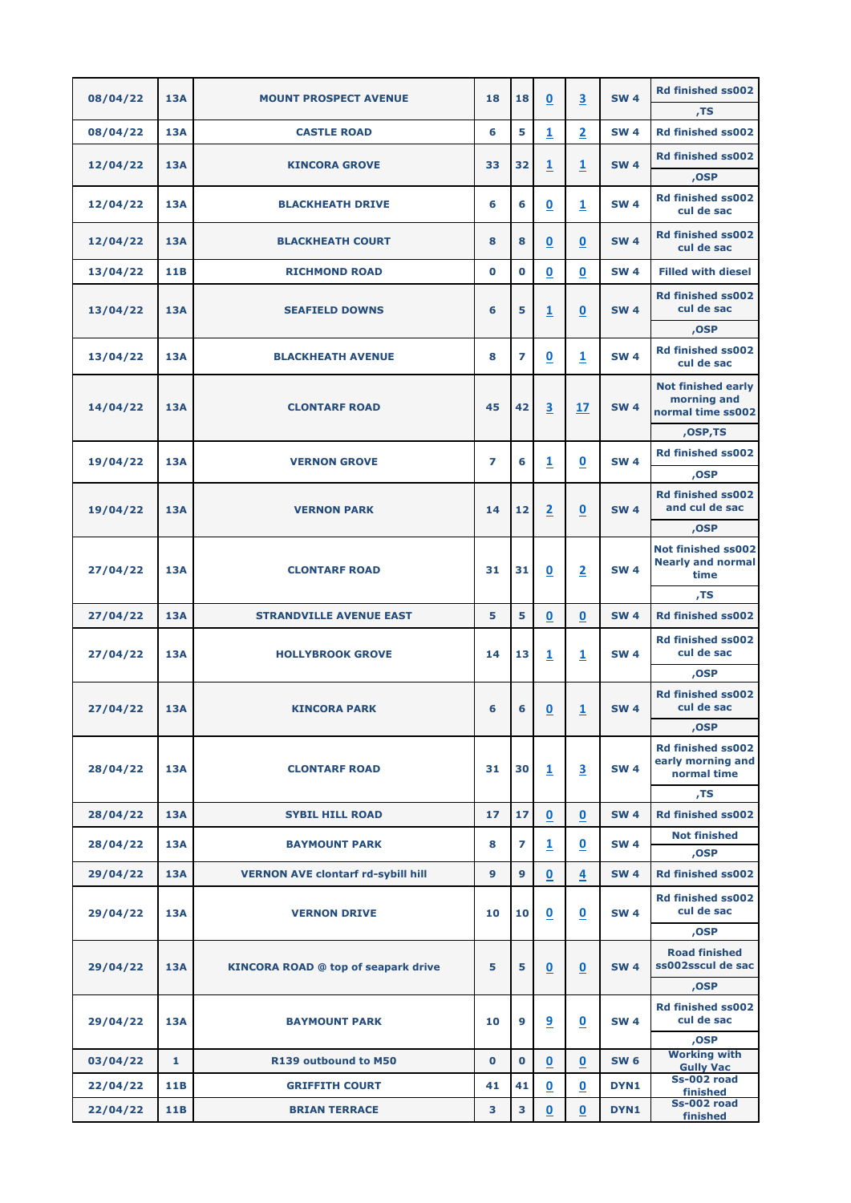| | | | | | | | | |
|---|---|---|---|---|---|---|---|---|
| 08/04/22 | 13A | MOUNT PROSPECT AVENUE | 18 | 18 | 0 | 3 | SW 4 | Rd finished ss002 ,TS |
| 08/04/22 | 13A | CASTLE ROAD | 6 | 5 | 1 | 2 | SW 4 | Rd finished ss002 |
| 12/04/22 | 13A | KINCORA GROVE | 33 | 32 | 1 | 1 | SW 4 | Rd finished ss002 ,OSP |
| 12/04/22 | 13A | BLACKHEATH DRIVE | 6 | 6 | 0 | 1 | SW 4 | Rd finished ss002 cul de sac |
| 12/04/22 | 13A | BLACKHEATH COURT | 8 | 8 | 0 | 0 | SW 4 | Rd finished ss002 cul de sac |
| 13/04/22 | 11B | RICHMOND ROAD | 0 | 0 | 0 | 0 | SW 4 | Filled with diesel |
| 13/04/22 | 13A | SEAFIELD DOWNS | 6 | 5 | 1 | 0 | SW 4 | Rd finished ss002 cul de sac ,OSP |
| 13/04/22 | 13A | BLACKHEATH AVENUE | 8 | 7 | 0 | 1 | SW 4 | Rd finished ss002 cul de sac |
| 14/04/22 | 13A | CLONTARF ROAD | 45 | 42 | 3 | 17 | SW 4 | Not finished early morning and normal time ss002 ,OSP,TS |
| 19/04/22 | 13A | VERNON GROVE | 7 | 6 | 1 | 0 | SW 4 | Rd finished ss002 ,OSP |
| 19/04/22 | 13A | VERNON PARK | 14 | 12 | 2 | 0 | SW 4 | Rd finished ss002 and cul de sac ,OSP |
| 27/04/22 | 13A | CLONTARF ROAD | 31 | 31 | 0 | 2 | SW 4 | Not finished ss002 Nearly and normal time ,TS |
| 27/04/22 | 13A | STRANDVILLE AVENUE EAST | 5 | 5 | 0 | 0 | SW 4 | Rd finished ss002 |
| 27/04/22 | 13A | HOLLYBROOK GROVE | 14 | 13 | 1 | 1 | SW 4 | Rd finished ss002 cul de sac ,OSP |
| 27/04/22 | 13A | KINCORA PARK | 6 | 6 | 0 | 1 | SW 4 | Rd finished ss002 cul de sac ,OSP |
| 28/04/22 | 13A | CLONTARF ROAD | 31 | 30 | 1 | 3 | SW 4 | Rd finished ss002 early morning and normal time ,TS |
| 28/04/22 | 13A | SYBIL HILL ROAD | 17 | 17 | 0 | 0 | SW 4 | Rd finished ss002 |
| 28/04/22 | 13A | BAYMOUNT PARK | 8 | 7 | 1 | 0 | SW 4 | Not finished ,OSP |
| 29/04/22 | 13A | VERNON AVE clontarf rd-sybill hill | 9 | 9 | 0 | 4 | SW 4 | Rd finished ss002 |
| 29/04/22 | 13A | VERNON DRIVE | 10 | 10 | 0 | 0 | SW 4 | Rd finished ss002 cul de sac ,OSP |
| 29/04/22 | 13A | KINCORA ROAD @ top of seapark drive | 5 | 5 | 0 | 0 | SW 4 | Road finished ss002sscul de sac ,OSP |
| 29/04/22 | 13A | BAYMOUNT PARK | 10 | 9 | 9 | 0 | SW 4 | Rd finished ss002 cul de sac ,OSP |
| 03/04/22 | 1 | R139 outbound to M50 | 0 | 0 | 0 | 0 | SW 6 | Working with Gully Vac |
| 22/04/22 | 11B | GRIFFITH COURT | 41 | 41 | 0 | 0 | DYN1 | Ss-002 road finished |
| 22/04/22 | 11B | BRIAN TERRACE | 3 | 3 | 0 | 0 | DYN1 | Ss-002 road finished |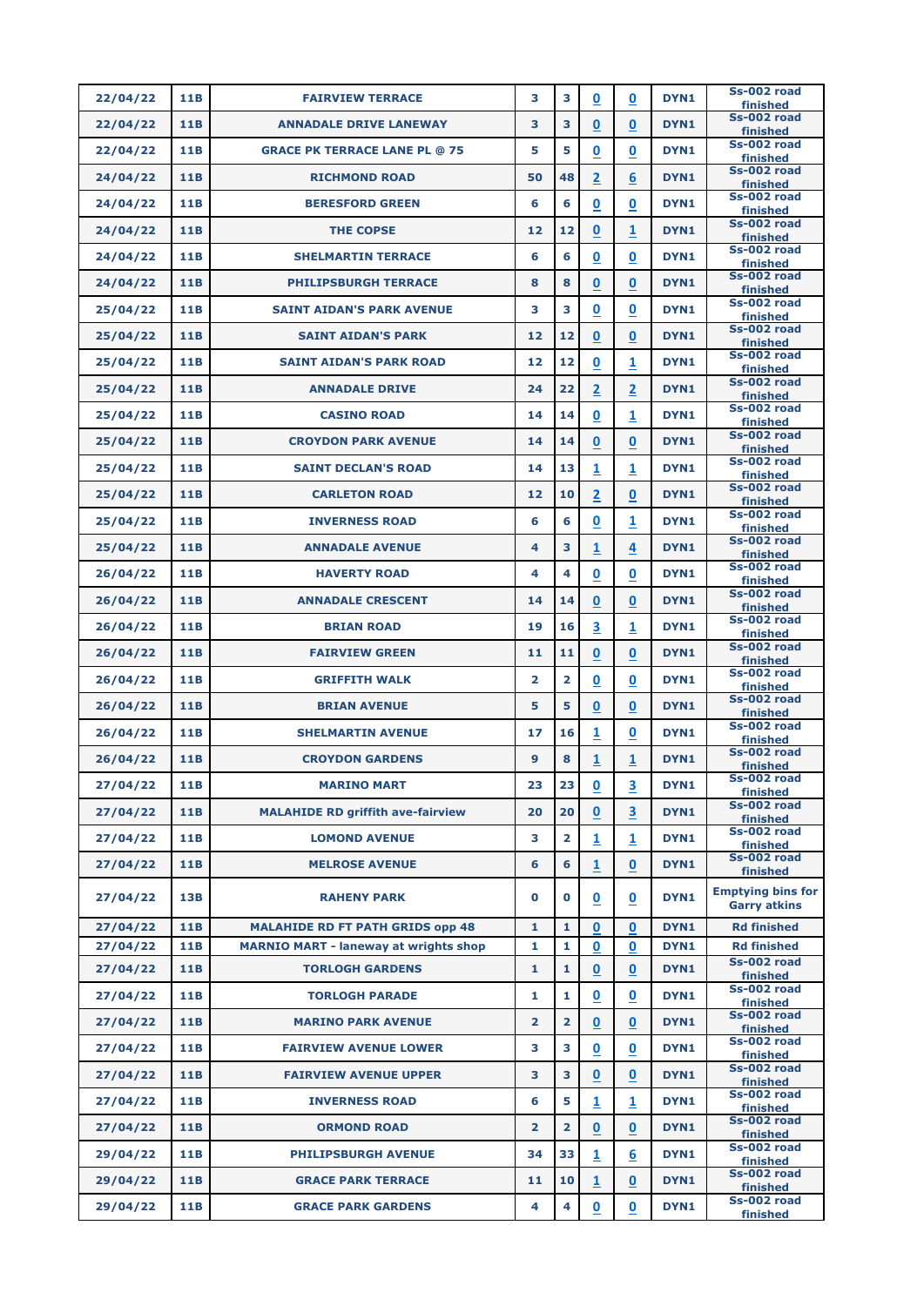| 22/04/22 | 11B | FAIRVIEW TERRACE | 3 | 3 | 0 | 0 | DYN1 | Ss-002 road finished |
|---|---|---|---|---|---|---|---|---|
| 22/04/22 | 11B | ANNADALE DRIVE LANEWAY | 3 | 3 | 0 | 0 | DYN1 | Ss-002 road finished |
| 22/04/22 | 11B | GRACE PK TERRACE LANE PL @ 75 | 5 | 5 | 0 | 0 | DYN1 | Ss-002 road finished |
| 24/04/22 | 11B | RICHMOND ROAD | 50 | 48 | 2 | 6 | DYN1 | Ss-002 road finished |
| 24/04/22 | 11B | BERESFORD GREEN | 6 | 6 | 0 | 0 | DYN1 | Ss-002 road finished |
| 24/04/22 | 11B | THE COPSE | 12 | 12 | 0 | 1 | DYN1 | Ss-002 road finished |
| 24/04/22 | 11B | SHELMARTIN TERRACE | 6 | 6 | 0 | 0 | DYN1 | Ss-002 road finished |
| 24/04/22 | 11B | PHILIPSBURGH TERRACE | 8 | 8 | 0 | 0 | DYN1 | Ss-002 road finished |
| 25/04/22 | 11B | SAINT AIDAN'S PARK AVENUE | 3 | 3 | 0 | 0 | DYN1 | Ss-002 road finished |
| 25/04/22 | 11B | SAINT AIDAN'S PARK | 12 | 12 | 0 | 0 | DYN1 | Ss-002 road finished |
| 25/04/22 | 11B | SAINT AIDAN'S PARK ROAD | 12 | 12 | 0 | 1 | DYN1 | Ss-002 road finished |
| 25/04/22 | 11B | ANNADALE DRIVE | 24 | 22 | 2 | 2 | DYN1 | Ss-002 road finished |
| 25/04/22 | 11B | CASINO ROAD | 14 | 14 | 0 | 1 | DYN1 | Ss-002 road finished |
| 25/04/22 | 11B | CROYDON PARK AVENUE | 14 | 14 | 0 | 0 | DYN1 | Ss-002 road finished |
| 25/04/22 | 11B | SAINT DECLAN'S ROAD | 14 | 13 | 1 | 1 | DYN1 | Ss-002 road finished |
| 25/04/22 | 11B | CARLETON ROAD | 12 | 10 | 2 | 0 | DYN1 | Ss-002 road finished |
| 25/04/22 | 11B | INVERNESS ROAD | 6 | 6 | 0 | 1 | DYN1 | Ss-002 road finished |
| 25/04/22 | 11B | ANNADALE AVENUE | 4 | 3 | 1 | 4 | DYN1 | Ss-002 road finished |
| 26/04/22 | 11B | HAVERTY ROAD | 4 | 4 | 0 | 0 | DYN1 | Ss-002 road finished |
| 26/04/22 | 11B | ANNADALE CRESCENT | 14 | 14 | 0 | 0 | DYN1 | Ss-002 road finished |
| 26/04/22 | 11B | BRIAN ROAD | 19 | 16 | 3 | 1 | DYN1 | Ss-002 road finished |
| 26/04/22 | 11B | FAIRVIEW GREEN | 11 | 11 | 0 | 0 | DYN1 | Ss-002 road finished |
| 26/04/22 | 11B | GRIFFITH WALK | 2 | 2 | 0 | 0 | DYN1 | Ss-002 road finished |
| 26/04/22 | 11B | BRIAN AVENUE | 5 | 5 | 0 | 0 | DYN1 | Ss-002 road finished |
| 26/04/22 | 11B | SHELMARTIN AVENUE | 17 | 16 | 1 | 0 | DYN1 | Ss-002 road finished |
| 26/04/22 | 11B | CROYDON GARDENS | 9 | 8 | 1 | 1 | DYN1 | Ss-002 road finished |
| 27/04/22 | 11B | MARINO MART | 23 | 23 | 0 | 3 | DYN1 | Ss-002 road finished |
| 27/04/22 | 11B | MALAHIDE RD griffith ave-fairview | 20 | 20 | 0 | 3 | DYN1 | Ss-002 road finished |
| 27/04/22 | 11B | LOMOND AVENUE | 3 | 2 | 1 | 1 | DYN1 | Ss-002 road finished |
| 27/04/22 | 11B | MELROSE AVENUE | 6 | 6 | 1 | 0 | DYN1 | Ss-002 road finished |
| 27/04/22 | 13B | RAHENY PARK | 0 | 0 | 0 | 0 | DYN1 | Emptying bins for Garry atkins |
| 27/04/22 | 11B | MALAHIDE RD FT PATH GRIDS opp 48 | 1 | 1 | 0 | 0 | DYN1 | Rd finished |
| 27/04/22 | 11B | MARNIO MART - laneway at wrights shop | 1 | 1 | 0 | 0 | DYN1 | Rd finished |
| 27/04/22 | 11B | TORLOGH GARDENS | 1 | 1 | 0 | 0 | DYN1 | Ss-002 road finished |
| 27/04/22 | 11B | TORLOGH PARADE | 1 | 1 | 0 | 0 | DYN1 | Ss-002 road finished |
| 27/04/22 | 11B | MARINO PARK AVENUE | 2 | 2 | 0 | 0 | DYN1 | Ss-002 road finished |
| 27/04/22 | 11B | FAIRVIEW AVENUE LOWER | 3 | 3 | 0 | 0 | DYN1 | Ss-002 road finished |
| 27/04/22 | 11B | FAIRVIEW AVENUE UPPER | 3 | 3 | 0 | 0 | DYN1 | Ss-002 road finished |
| 27/04/22 | 11B | INVERNESS ROAD | 6 | 5 | 1 | 1 | DYN1 | Ss-002 road finished |
| 27/04/22 | 11B | ORMOND ROAD | 2 | 2 | 0 | 0 | DYN1 | Ss-002 road finished |
| 29/04/22 | 11B | PHILIPSBURGH AVENUE | 34 | 33 | 1 | 6 | DYN1 | Ss-002 road finished |
| 29/04/22 | 11B | GRACE PARK TERRACE | 11 | 10 | 1 | 0 | DYN1 | Ss-002 road finished |
| 29/04/22 | 11B | GRACE PARK GARDENS | 4 | 4 | 0 | 0 | DYN1 | Ss-002 road finished |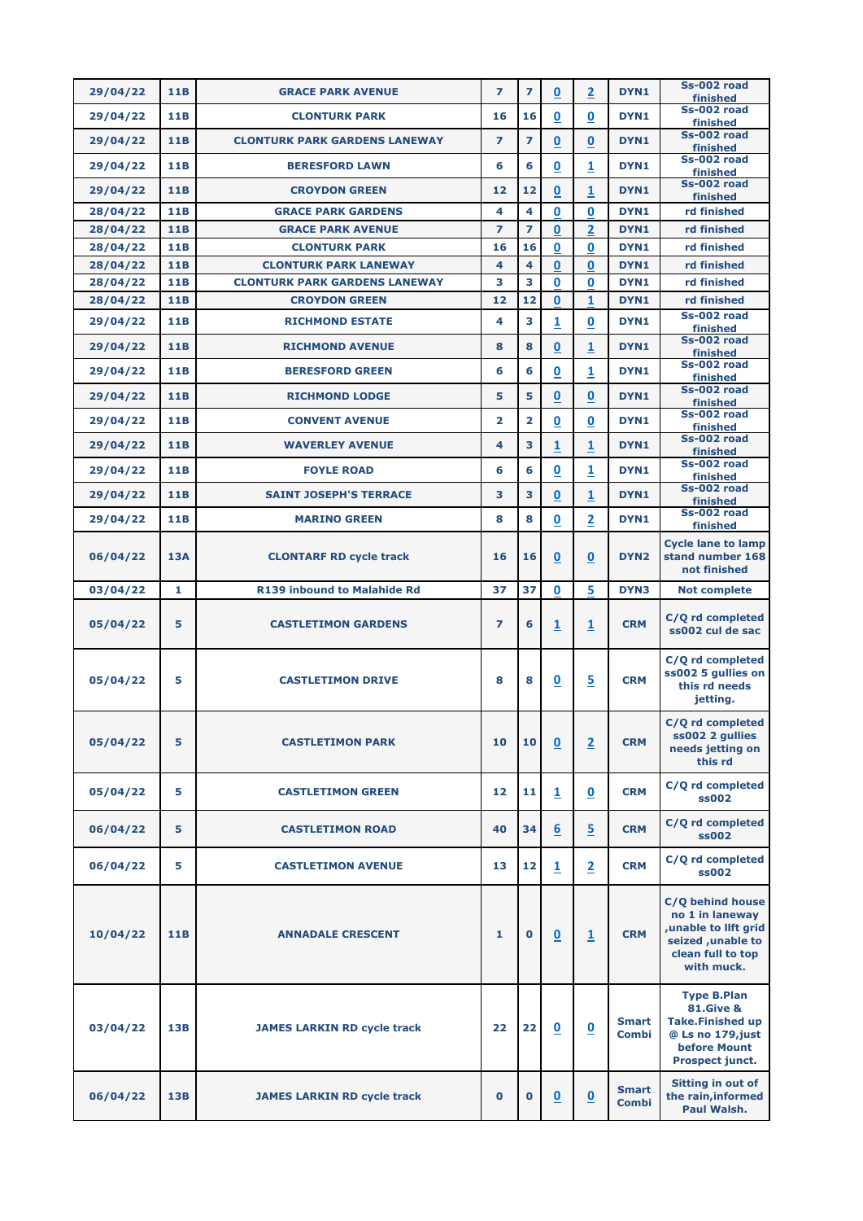| 29/04/22 | 11B | GRACE PARK AVENUE | 7 | 7 | 0 | 2 | DYN1 | Ss-002 road finished |
|---|---|---|---|---|---|---|---|---|
| 29/04/22 | 11B | CLONTURK PARK | 16 | 16 | 0 | 0 | DYN1 | Ss-002 road finished |
| 29/04/22 | 11B | CLONTURK PARK GARDENS LANEWAY | 7 | 7 | 0 | 0 | DYN1 | Ss-002 road finished |
| 29/04/22 | 11B | BERESFORD LAWN | 6 | 6 | 0 | 1 | DYN1 | Ss-002 road finished |
| 29/04/22 | 11B | CROYDON GREEN | 12 | 12 | 0 | 1 | DYN1 | Ss-002 road finished |
| 28/04/22 | 11B | GRACE PARK GARDENS | 4 | 4 | 0 | 0 | DYN1 | rd finished |
| 28/04/22 | 11B | GRACE PARK AVENUE | 7 | 7 | 0 | 2 | DYN1 | rd finished |
| 28/04/22 | 11B | CLONTURK PARK | 16 | 16 | 0 | 0 | DYN1 | rd finished |
| 28/04/22 | 11B | CLONTURK PARK LANEWAY | 4 | 4 | 0 | 0 | DYN1 | rd finished |
| 28/04/22 | 11B | CLONTURK PARK GARDENS LANEWAY | 3 | 3 | 0 | 0 | DYN1 | rd finished |
| 28/04/22 | 11B | CROYDON GREEN | 12 | 12 | 0 | 1 | DYN1 | rd finished |
| 29/04/22 | 11B | RICHMOND ESTATE | 4 | 3 | 1 | 0 | DYN1 | Ss-002 road finished |
| 29/04/22 | 11B | RICHMOND AVENUE | 8 | 8 | 0 | 1 | DYN1 | Ss-002 road finished |
| 29/04/22 | 11B | BERESFORD GREEN | 6 | 6 | 0 | 1 | DYN1 | Ss-002 road finished |
| 29/04/22 | 11B | RICHMOND LODGE | 5 | 5 | 0 | 0 | DYN1 | Ss-002 road finished |
| 29/04/22 | 11B | CONVENT AVENUE | 2 | 2 | 0 | 0 | DYN1 | Ss-002 road finished |
| 29/04/22 | 11B | WAVERLEY AVENUE | 4 | 3 | 1 | 1 | DYN1 | Ss-002 road finished |
| 29/04/22 | 11B | FOYLE ROAD | 6 | 6 | 0 | 1 | DYN1 | Ss-002 road finished |
| 29/04/22 | 11B | SAINT JOSEPH'S TERRACE | 3 | 3 | 0 | 1 | DYN1 | Ss-002 road finished |
| 29/04/22 | 11B | MARINO GREEN | 8 | 8 | 0 | 2 | DYN1 | Ss-002 road finished |
| 06/04/22 | 13A | CLONTARF RD cycle track | 16 | 16 | 0 | 0 | DYN2 | Cycle lane to lamp stand number 168 not finished |
| 03/04/22 | 1 | R139 inbound to Malahide Rd | 37 | 37 | 0 | 5 | DYN3 | Not complete |
| 05/04/22 | 5 | CASTLETIMON GARDENS | 7 | 6 | 1 | 1 | CRM | C/Q rd completed ss002 cul de sac |
| 05/04/22 | 5 | CASTLETIMON DRIVE | 8 | 8 | 0 | 5 | CRM | C/Q rd completed ss002 5 gullies on this rd needs jetting. |
| 05/04/22 | 5 | CASTLETIMON PARK | 10 | 10 | 0 | 2 | CRM | C/Q rd completed ss002 2 gullies needs jetting on this rd |
| 05/04/22 | 5 | CASTLETIMON GREEN | 12 | 11 | 1 | 0 | CRM | C/Q rd completed ss002 |
| 06/04/22 | 5 | CASTLETIMON ROAD | 40 | 34 | 6 | 5 | CRM | C/Q rd completed ss002 |
| 06/04/22 | 5 | CASTLETIMON AVENUE | 13 | 12 | 1 | 2 | CRM | C/Q rd completed ss002 |
| 10/04/22 | 11B | ANNADALE CRESCENT | 1 | 0 | 0 | 1 | CRM | C/Q behind house no 1 in laneway ,unable to llft grid seized ,unable to clean full to top with muck. |
| 03/04/22 | 13B | JAMES LARKIN RD cycle track | 22 | 22 | 0 | 0 | Smart Combi | Type B.Plan 81.Give & Take.Finished up @ Ls no 179,just before Mount Prospect junct. |
| 06/04/22 | 13B | JAMES LARKIN RD cycle track | 0 | 0 | 0 | 0 | Smart Combi | Sitting in out of the rain,informed Paul Walsh. |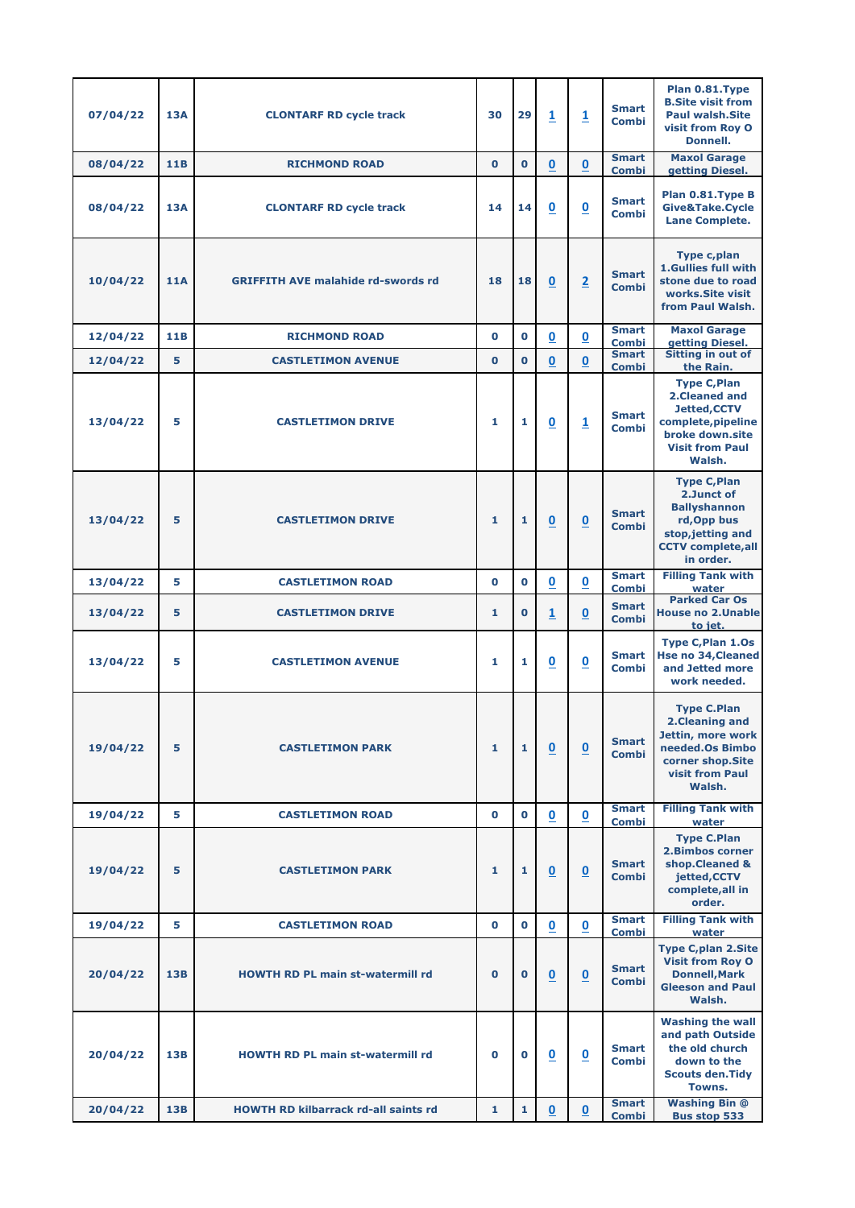| | | | | | | | | |
|---|---|---|---|---|---|---|---|---|
| **07/04/22** | **13A** | **CLONTARF RD cycle track** | **30** | **29** | **1** | **1** | **Smart Combi** | **Plan 0.81.Type B.Site visit from Paul walsh.Site visit from Roy O Donnell.** |
| **08/04/22** | **11B** | **RICHMOND ROAD** | **0** | **0** | **0** | **0** | **Smart Combi** | **Maxol Garage getting Diesel.** |
| **08/04/22** | **13A** | **CLONTARF RD cycle track** | **14** | **14** | **0** | **0** | **Smart Combi** | **Plan 0.81.Type B Give&Take.Cycle Lane Complete.** |
| **10/04/22** | **11A** | **GRIFFITH AVE malahide rd-swords rd** | **18** | **18** | **0** | **2** | **Smart Combi** | **Type c,plan 1.Gullies full with stone due to road works.Site visit from Paul Walsh.** |
| **12/04/22** | **11B** | **RICHMOND ROAD** | **0** | **0** | **0** | **0** | **Smart Combi** | **Maxol Garage getting Diesel.** |
| **12/04/22** | **5** | **CASTLETIMON AVENUE** | **0** | **0** | **0** | **0** | **Smart Combi** | **Sitting in out of the Rain.** |
| **13/04/22** | **5** | **CASTLETIMON DRIVE** | **1** | **1** | **0** | **1** | **Smart Combi** | **Type C,Plan 2.Cleaned and Jetted,CCTV complete,pipeline broke down.site Visit from Paul Walsh.** |
| **13/04/22** | **5** | **CASTLETIMON DRIVE** | **1** | **1** | **0** | **0** | **Smart Combi** | **Type C,Plan 2.Junct of Ballyshannon rd,Opp bus stop,jetting and CCTV complete,all in order.** |
| **13/04/22** | **5** | **CASTLETIMON ROAD** | **0** | **0** | **0** | **0** | **Smart Combi** | **Filling Tank with water** |
| **13/04/22** | **5** | **CASTLETIMON DRIVE** | **1** | **0** | **1** | **0** | **Smart Combi** | **Parked Car Os House no 2.Unable to jet.** |
| **13/04/22** | **5** | **CASTLETIMON AVENUE** | **1** | **1** | **0** | **0** | **Smart Combi** | **Type C,Plan 1.Os Hse no 34,Cleaned and Jetted more work needed.** |
| **19/04/22** | **5** | **CASTLETIMON PARK** | **1** | **1** | **0** | **0** | **Smart Combi** | **Type C.Plan 2.Cleaning and Jettin, more work needed.Os Bimbo corner shop.Site visit from Paul Walsh.** |
| **19/04/22** | **5** | **CASTLETIMON ROAD** | **0** | **0** | **0** | **0** | **Smart Combi** | **Filling Tank with water** |
| **19/04/22** | **5** | **CASTLETIMON PARK** | **1** | **1** | **0** | **0** | **Smart Combi** | **Type C.Plan 2.Bimbos corner shop.Cleaned & jetted,CCTV complete,all in order.** |
| **19/04/22** | **5** | **CASTLETIMON ROAD** | **0** | **0** | **0** | **0** | **Smart Combi** | **Filling Tank with water** |
| **20/04/22** | **13B** | **HOWTH RD PL main st-watermill rd** | **0** | **0** | **0** | **0** | **Smart Combi** | **Type C,plan 2.Site Visit from Roy O Donnell,Mark Gleeson and Paul Walsh.** |
| **20/04/22** | **13B** | **HOWTH RD PL main st-watermill rd** | **0** | **0** | **0** | **0** | **Smart Combi** | **Washing the wall and path Outside the old church down to the Scouts den.Tidy Towns.** |
| **20/04/22** | **13B** | **HOWTH RD kilbarrack rd-all saints rd** | **1** | **1** | **0** | **0** | **Smart Combi** | **Washing Bin @ Bus stop 533** |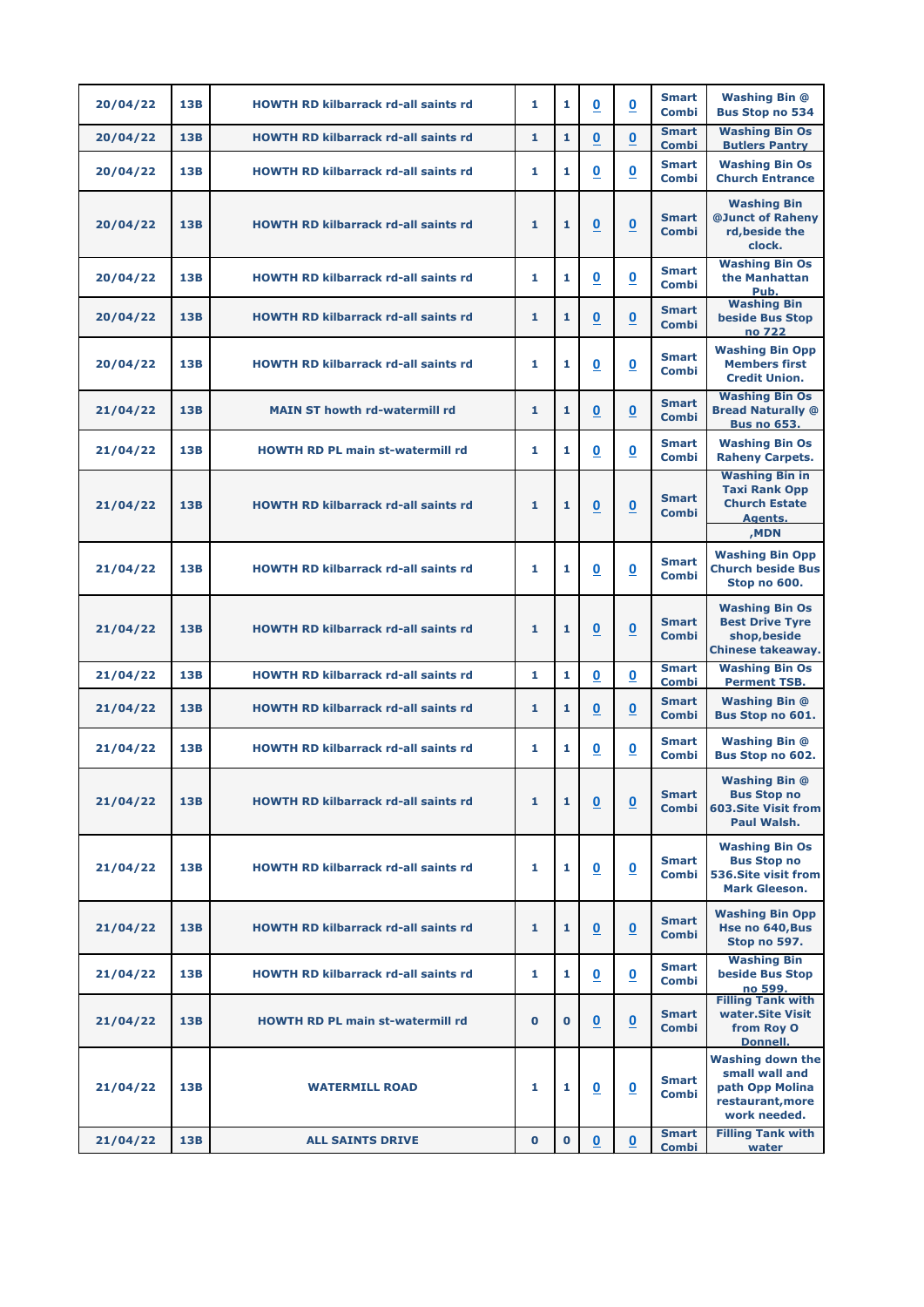| | | | | | | | | |
|---|---|---|---|---|---|---|---|---|
| 20/04/22 | 13B | HOWTH RD kilbarrack rd-all saints rd | 1 | 1 | 0 | 0 | Smart Combi | Washing Bin @ Bus Stop no 534 |
| 20/04/22 | 13B | HOWTH RD kilbarrack rd-all saints rd | 1 | 1 | 0 | 0 | Smart Combi | Washing Bin Os Butlers Pantry |
| 20/04/22 | 13B | HOWTH RD kilbarrack rd-all saints rd | 1 | 1 | 0 | 0 | Smart Combi | Washing Bin Os Church Entrance |
| 20/04/22 | 13B | HOWTH RD kilbarrack rd-all saints rd | 1 | 1 | 0 | 0 | Smart Combi | Washing Bin @Junct of Raheny rd,beside the clock. |
| 20/04/22 | 13B | HOWTH RD kilbarrack rd-all saints rd | 1 | 1 | 0 | 0 | Smart Combi | Washing Bin Os the Manhattan Pub. |
| 20/04/22 | 13B | HOWTH RD kilbarrack rd-all saints rd | 1 | 1 | 0 | 0 | Smart Combi | Washing Bin beside Bus Stop no 722 |
| 20/04/22 | 13B | HOWTH RD kilbarrack rd-all saints rd | 1 | 1 | 0 | 0 | Smart Combi | Washing Bin Opp Members first Credit Union. |
| 21/04/22 | 13B | MAIN ST howth rd-watermill rd | 1 | 1 | 0 | 0 | Smart Combi | Washing Bin Os Bread Naturally @ Bus no 653. |
| 21/04/22 | 13B | HOWTH RD PL main st-watermill rd | 1 | 1 | 0 | 0 | Smart Combi | Washing Bin Os Raheny Carpets. |
| 21/04/22 | 13B | HOWTH RD kilbarrack rd-all saints rd | 1 | 1 | 0 | 0 | Smart Combi | Washing Bin in Taxi Rank Opp Church Estate Agents. ,MDN |
| 21/04/22 | 13B | HOWTH RD kilbarrack rd-all saints rd | 1 | 1 | 0 | 0 | Smart Combi | Washing Bin Opp Church beside Bus Stop no 600. |
| 21/04/22 | 13B | HOWTH RD kilbarrack rd-all saints rd | 1 | 1 | 0 | 0 | Smart Combi | Washing Bin Os Best Drive Tyre shop,beside Chinese takeaway. |
| 21/04/22 | 13B | HOWTH RD kilbarrack rd-all saints rd | 1 | 1 | 0 | 0 | Smart Combi | Washing Bin Os Perment TSB. |
| 21/04/22 | 13B | HOWTH RD kilbarrack rd-all saints rd | 1 | 1 | 0 | 0 | Smart Combi | Washing Bin @ Bus Stop no 601. |
| 21/04/22 | 13B | HOWTH RD kilbarrack rd-all saints rd | 1 | 1 | 0 | 0 | Smart Combi | Washing Bin @ Bus Stop no 602. |
| 21/04/22 | 13B | HOWTH RD kilbarrack rd-all saints rd | 1 | 1 | 0 | 0 | Smart Combi | Washing Bin @ Bus Stop no 603.Site Visit from Paul Walsh. |
| 21/04/22 | 13B | HOWTH RD kilbarrack rd-all saints rd | 1 | 1 | 0 | 0 | Smart Combi | Washing Bin Os Bus Stop no 536.Site visit from Mark Gleeson. |
| 21/04/22 | 13B | HOWTH RD kilbarrack rd-all saints rd | 1 | 1 | 0 | 0 | Smart Combi | Washing Bin Opp Hse no 640,Bus Stop no 597. |
| 21/04/22 | 13B | HOWTH RD kilbarrack rd-all saints rd | 1 | 1 | 0 | 0 | Smart Combi | Washing Bin beside Bus Stop no 599. |
| 21/04/22 | 13B | HOWTH RD PL main st-watermill rd | 0 | 0 | 0 | 0 | Smart Combi | Filling Tank with water.Site Visit from Roy O Donnell. |
| 21/04/22 | 13B | WATERMILL ROAD | 1 | 1 | 0 | 0 | Smart Combi | Washing down the small wall and path Opp Molina restaurant,more work needed. |
| 21/04/22 | 13B | ALL SAINTS DRIVE | 0 | 0 | 0 | 0 | Smart Combi | Filling Tank with water |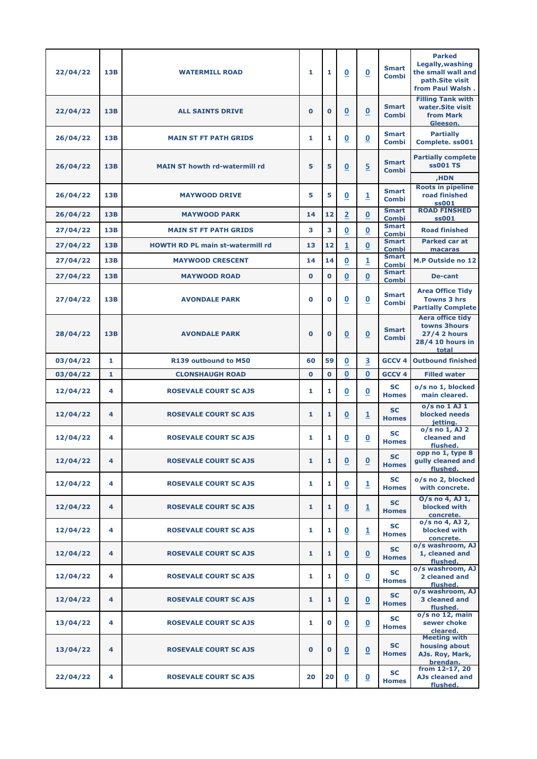| | | | | | | | | |
|---|---|---|---|---|---|---|---|---|
| 22/04/22 | 13B | WATERMILL ROAD | 1 | 1 | 0 | 0 | Smart Combi | Parked Legally,washing the small wall and path.Site visit from Paul Walsh . |
| 22/04/22 | 13B | ALL SAINTS DRIVE | 0 | 0 | 0 | 0 | Smart Combi | Filling Tank with water.Site visit from Mark Gleeson. |
| 26/04/22 | 13B | MAIN ST FT PATH GRIDS | 1 | 1 | 0 | 0 | Smart Combi | Partially Complete. ss001 |
| 26/04/22 | 13B | MAIN ST howth rd-watermill rd | 5 | 5 | 0 | 5 | Smart Combi | Partially complete ss001 TS ,HDN |
| 26/04/22 | 13B | MAYWOOD DRIVE | 5 | 5 | 0 | 1 | Smart Combi | Roots in pipeline road finished ss001 |
| 26/04/22 | 13B | MAYWOOD PARK | 14 | 12 | 2 | 0 | Smart Combi | ROAD FINSHED ss001 |
| 27/04/22 | 13B | MAIN ST FT PATH GRIDS | 3 | 3 | 0 | 0 | Smart Combi | Road finished |
| 27/04/22 | 13B | HOWTH RD PL main st-watermill rd | 13 | 12 | 1 | 0 | Smart Combi | Parked car at macaras |
| 27/04/22 | 13B | MAYWOOD CRESCENT | 14 | 14 | 0 | 1 | Smart Combi | M.P Outside no 12 |
| 27/04/22 | 13B | MAYWOOD ROAD | 0 | 0 | 0 | 0 | Smart Combi | De-cant |
| 27/04/22 | 13B | AVONDALE PARK | 0 | 0 | 0 | 0 | Smart Combi | Area Office Tidy Towns 3 hrs Partially Complete |
| 28/04/22 | 13B | AVONDALE PARK | 0 | 0 | 0 | 0 | Smart Combi | Aera office tidy towns 3hours 27/4 2 hours 28/4 10 hours in total |
| 03/04/22 | 1 | R139 outbound to M50 | 60 | 59 | 0 | 3 | GCCV 4 | Outbound finished |
| 03/04/22 | 1 | CLONSHAUGH ROAD | 0 | 0 | 0 | 0 | GCCV 4 | Filled water |
| 12/04/22 | 4 | ROSEVALE COURT SC AJS | 1 | 1 | 0 | 0 | SC Homes | o/s no 1, blocked main cleared. |
| 12/04/22 | 4 | ROSEVALE COURT SC AJS | 1 | 1 | 0 | 1 | SC Homes | o/s no 1 AJ 1 blocked needs jetting. |
| 12/04/22 | 4 | ROSEVALE COURT SC AJS | 1 | 1 | 0 | 0 | SC Homes | o/s no 1, AJ 2 cleaned and flushed. |
| 12/04/22 | 4 | ROSEVALE COURT SC AJS | 1 | 1 | 0 | 0 | SC Homes | opp no 1, type 8 gully cleaned and flushed. |
| 12/04/22 | 4 | ROSEVALE COURT SC AJS | 1 | 1 | 0 | 1 | SC Homes | o/s no 2, blocked with concrete. |
| 12/04/22 | 4 | ROSEVALE COURT SC AJS | 1 | 1 | 0 | 1 | SC Homes | O/s no 4, AJ 1, blocked with concrete. |
| 12/04/22 | 4 | ROSEVALE COURT SC AJS | 1 | 1 | 0 | 1 | SC Homes | o/s no 4, AJ 2, blocked with concrete. |
| 12/04/22 | 4 | ROSEVALE COURT SC AJS | 1 | 1 | 0 | 0 | SC Homes | o/s washroom, AJ 1, cleaned and flushed. |
| 12/04/22 | 4 | ROSEVALE COURT SC AJS | 1 | 1 | 0 | 0 | SC Homes | o/s washroom, AJ 2 cleaned and flushed. |
| 12/04/22 | 4 | ROSEVALE COURT SC AJS | 1 | 1 | 0 | 0 | SC Homes | o/s washroom, AJ 3 cleaned and flushed. |
| 13/04/22 | 4 | ROSEVALE COURT SC AJS | 1 | 0 | 0 | 0 | SC Homes | o/s no 12, main sewer choke cleared. |
| 13/04/22 | 4 | ROSEVALE COURT SC AJS | 0 | 0 | 0 | 0 | SC Homes | Meeting with housing about AJs. Roy, Mark, brendan. |
| 22/04/22 | 4 | ROSEVALE COURT SC AJS | 20 | 20 | 0 | 0 | SC Homes | from 12-17, 20 AJs cleaned and flushed. |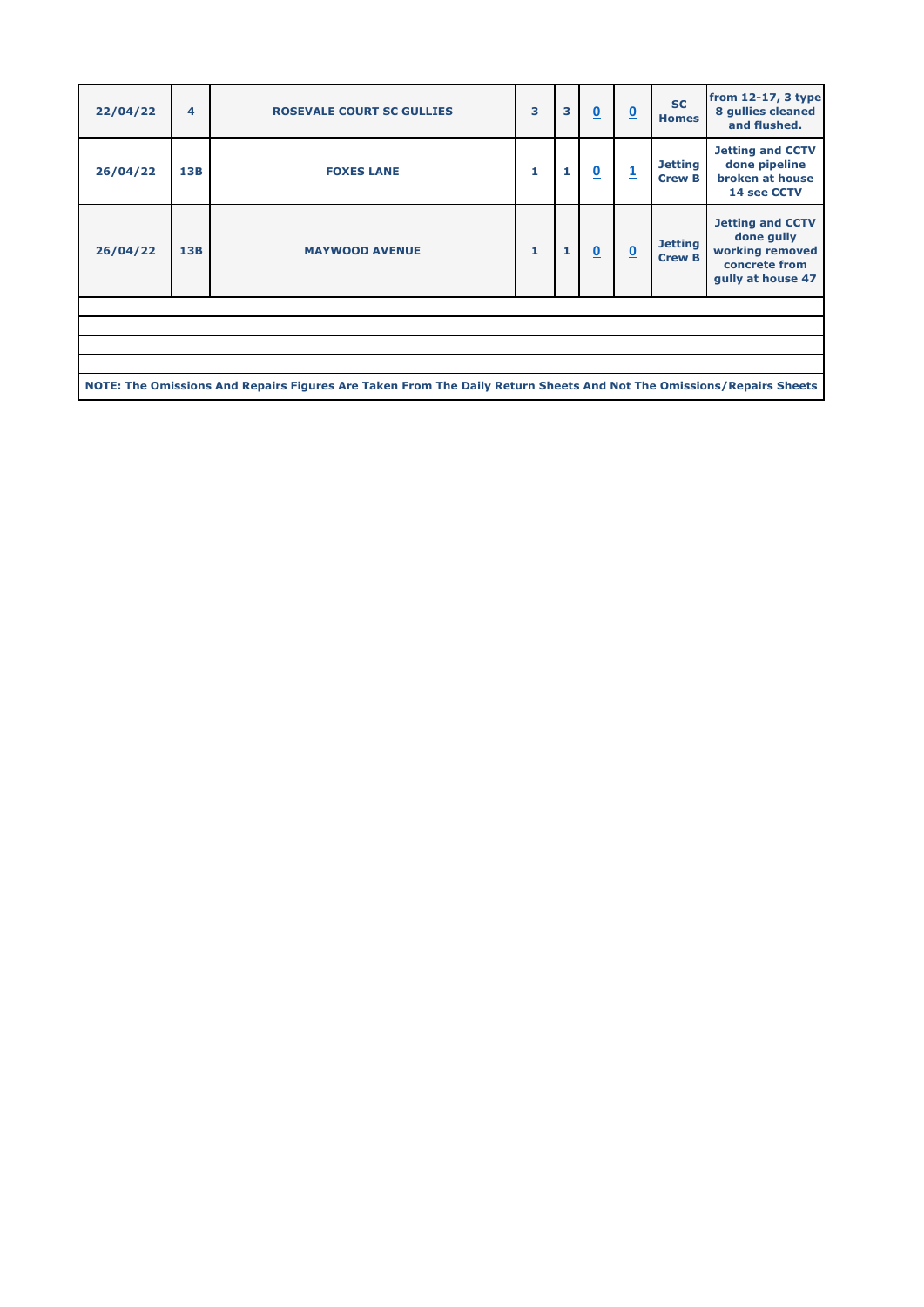| | | | | | | | | |
|---|---|---|---|---|---|---|---|---|
| 22/04/22 | 4 | ROSEVALE COURT SC GULLIES | 3 | 3 | 0 | 0 | SC Homes | from 12-17, 3 type 8 gullies cleaned and flushed. |
| 26/04/22 | 13B | FOXES LANE | 1 | 1 | 0 | 1 | Jetting Crew B | Jetting and CCTV done pipeline broken at house 14 see CCTV |
| 26/04/22 | 13B | MAYWOOD AVENUE | 1 | 1 | 0 | 0 | Jetting Crew B | Jetting and CCTV done gully working removed concrete from gully at house 47 |

**NOTE: The Omissions And Repairs Figures Are Taken From The Daily Return Sheets And Not The Omissions/Repairs Sheets**